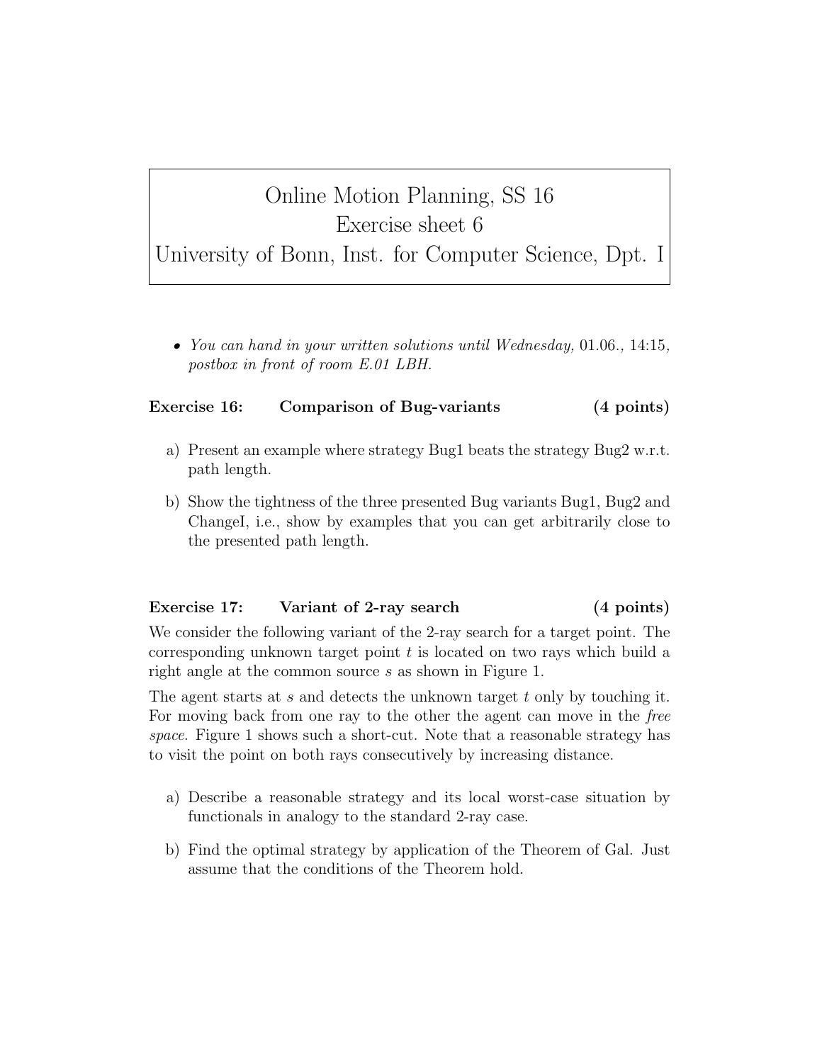# Online Motion Planning, SS 16
## Exercise sheet 6
## University of Bonn, Inst. for Computer Science, Dpt. I

- *You can hand in your written solutions until Wednesday,* 01.06., 14:15*, postbox in front of room E.01 LBH.*

**Exercise 16: Comparison of Bug-variants (4 points)**

a) Present an example where strategy Bug1 beats the strategy Bug2 w.r.t. path length.

b) Show the tightness of the three presented Bug variants Bug1, Bug2 and ChangeI, i.e., show by examples that you can get arbitrarily close to the presented path length.

**Exercise 17: Variant of 2-ray search (4 points)**

We consider the following variant of the 2-ray search for a target point. The corresponding unknown target point $t$ is located on two rays which build a right angle at the common source $s$ as shown in Figure 1.

The agent starts at $s$ and detects the unknown target $t$ only by touching it. For moving back from one ray to the other the agent can move in the *free space*. Figure 1 shows such a short-cut. Note that a reasonable strategy has to visit the point on both rays consecutively by increasing distance.

a) Describe a reasonable strategy and its local worst-case situation by functionals in analogy to the standard 2-ray case.

b) Find the optimal strategy by application of the Theorem of Gal. Just assume that the conditions of the Theorem hold.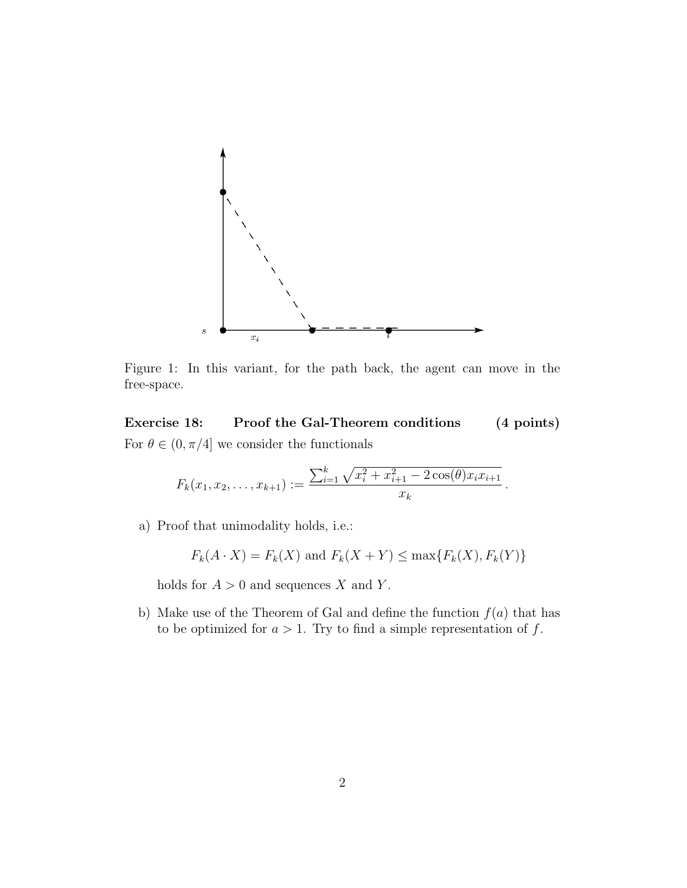s

$x_i$

t

Figure 1: In this variant, for the path back, the agent can move in the free-space.

**Exercise 18: Proof the Gal-Theorem conditions (4 points)**

For $\theta \in (0, \pi/4]$ we consider the functionals

$$F_k(x_1, x_2, \ldots, x_{k+1}) := \frac{\sum_{i=1}^{k} \sqrt{x_i^2 + x_{i+1}^2 - 2\cos(\theta) x_i x_{i+1}}}{x_k}.$$

a) Proof that unimodality holds, i.e.:

$$F_k(A \cdot X) = F_k(X) \text{ and } F_k(X + Y) \le \max\{F_k(X), F_k(Y)\}$$

holds for $A > 0$ and sequences $X$ and $Y$.

b) Make use of the Theorem of Gal and define the function $f(a)$ that has to be optimized for $a > 1$. Try to find a simple representation of $f$.